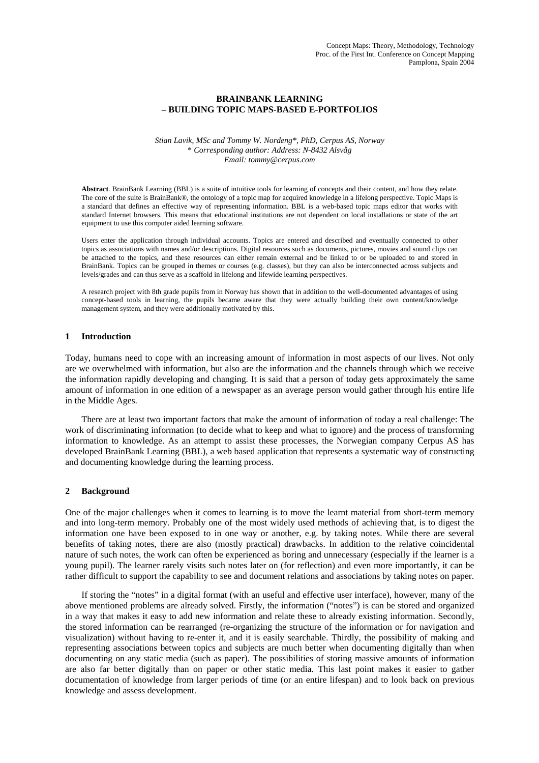# BRAINBANK LEARNING
# – BUILDING TOPIC MAPS-BASED E-PORTFOLIOS

*Stian Lavik, MSc and Tommy W. Nordeng\*, PhD, Cerpus AS, Norway*
*\* Corresponding author: Address: N-8432 Alsvåg*
*Email: tommy@cerpus.com*

**Abstract**. BrainBank Learning (BBL) is a suite of intuitive tools for learning of concepts and their content, and how they relate. The core of the suite is BrainBank®, the ontology of a topic map for acquired knowledge in a lifelong perspective. Topic Maps is a standard that defines an effective way of representing information. BBL is a web-based topic maps editor that works with standard Internet browsers. This means that educational institutions are not dependent on local installations or state of the art equipment to use this computer aided learning software.

Users enter the application through individual accounts. Topics are entered and described and eventually connected to other topics as associations with names and/or descriptions. Digital resources such as documents, pictures, movies and sound clips can be attached to the topics, and these resources can either remain external and be linked to or be uploaded to and stored in BrainBank. Topics can be grouped in themes or courses (e.g. classes), but they can also be interconnected across subjects and levels/grades and can thus serve as a scaffold in lifelong and lifewide learning perspectives.

A research project with 8th grade pupils from in Norway has shown that in addition to the well-documented advantages of using concept-based tools in learning, the pupils became aware that they were actually building their own content/knowledge management system, and they were additionally motivated by this.

## 1 Introduction

Today, humans need to cope with an increasing amount of information in most aspects of our lives. Not only are we overwhelmed with information, but also are the information and the channels through which we receive the information rapidly developing and changing. It is said that a person of today gets approximately the same amount of information in one edition of a newspaper as an average person would gather through his entire life in the Middle Ages.

There are at least two important factors that make the amount of information of today a real challenge: The work of discriminating information (to decide what to keep and what to ignore) and the process of transforming information to knowledge. As an attempt to assist these processes, the Norwegian company Cerpus AS has developed BrainBank Learning (BBL), a web based application that represents a systematic way of constructing and documenting knowledge during the learning process.

## 2 Background

One of the major challenges when it comes to learning is to move the learnt material from short-term memory and into long-term memory. Probably one of the most widely used methods of achieving that, is to digest the information one have been exposed to in one way or another, e.g. by taking notes. While there are several benefits of taking notes, there are also (mostly practical) drawbacks. In addition to the relative coincidental nature of such notes, the work can often be experienced as boring and unnecessary (especially if the learner is a young pupil). The learner rarely visits such notes later on (for reflection) and even more importantly, it can be rather difficult to support the capability to see and document relations and associations by taking notes on paper.

If storing the "notes" in a digital format (with an useful and effective user interface), however, many of the above mentioned problems are already solved. Firstly, the information ("notes") is can be stored and organized in a way that makes it easy to add new information and relate these to already existing information. Secondly, the stored information can be rearranged (re-organizing the structure of the information or for navigation and visualization) without having to re-enter it, and it is easily searchable. Thirdly, the possibility of making and representing associations between topics and subjects are much better when documenting digitally than when documenting on any static media (such as paper). The possibilities of storing massive amounts of information are also far better digitally than on paper or other static media. This last point makes it easier to gather documentation of knowledge from larger periods of time (or an entire lifespan) and to look back on previous knowledge and assess development.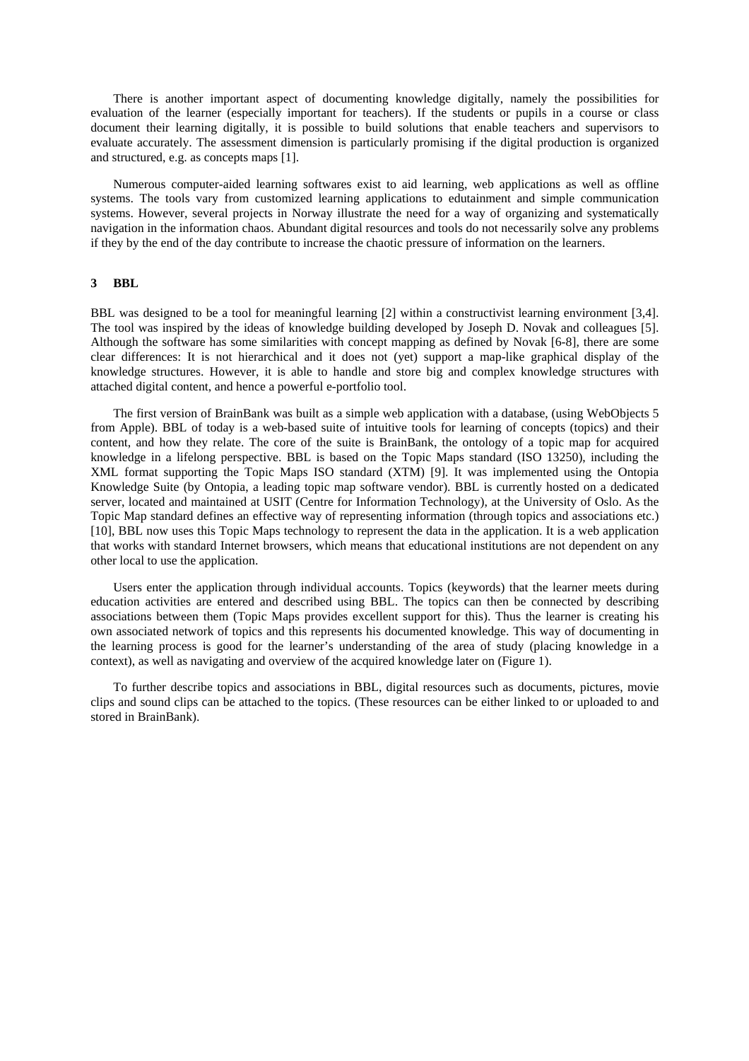There is another important aspect of documenting knowledge digitally, namely the possibilities for evaluation of the learner (especially important for teachers). If the students or pupils in a course or class document their learning digitally, it is possible to build solutions that enable teachers and supervisors to evaluate accurately. The assessment dimension is particularly promising if the digital production is organized and structured, e.g. as concepts maps [1].

Numerous computer-aided learning softwares exist to aid learning, web applications as well as offline systems. The tools vary from customized learning applications to edutainment and simple communication systems. However, several projects in Norway illustrate the need for a way of organizing and systematically navigation in the information chaos. Abundant digital resources and tools do not necessarily solve any problems if they by the end of the day contribute to increase the chaotic pressure of information on the learners.

## 3 BBL

BBL was designed to be a tool for meaningful learning [2] within a constructivist learning environment [3,4]. The tool was inspired by the ideas of knowledge building developed by Joseph D. Novak and colleagues [5]. Although the software has some similarities with concept mapping as defined by Novak [6-8], there are some clear differences: It is not hierarchical and it does not (yet) support a map-like graphical display of the knowledge structures. However, it is able to handle and store big and complex knowledge structures with attached digital content, and hence a powerful e-portfolio tool.

The first version of BrainBank was built as a simple web application with a database, (using WebObjects 5 from Apple). BBL of today is a web-based suite of intuitive tools for learning of concepts (topics) and their content, and how they relate. The core of the suite is BrainBank, the ontology of a topic map for acquired knowledge in a lifelong perspective. BBL is based on the Topic Maps standard (ISO 13250), including the XML format supporting the Topic Maps ISO standard (XTM) [9]. It was implemented using the Ontopia Knowledge Suite (by Ontopia, a leading topic map software vendor). BBL is currently hosted on a dedicated server, located and maintained at USIT (Centre for Information Technology), at the University of Oslo. As the Topic Map standard defines an effective way of representing information (through topics and associations etc.) [10], BBL now uses this Topic Maps technology to represent the data in the application. It is a web application that works with standard Internet browsers, which means that educational institutions are not dependent on any other local to use the application.

Users enter the application through individual accounts. Topics (keywords) that the learner meets during education activities are entered and described using BBL. The topics can then be connected by describing associations between them (Topic Maps provides excellent support for this). Thus the learner is creating his own associated network of topics and this represents his documented knowledge. This way of documenting in the learning process is good for the learner's understanding of the area of study (placing knowledge in a context), as well as navigating and overview of the acquired knowledge later on (Figure 1).

To further describe topics and associations in BBL, digital resources such as documents, pictures, movie clips and sound clips can be attached to the topics. (These resources can be either linked to or uploaded to and stored in BrainBank).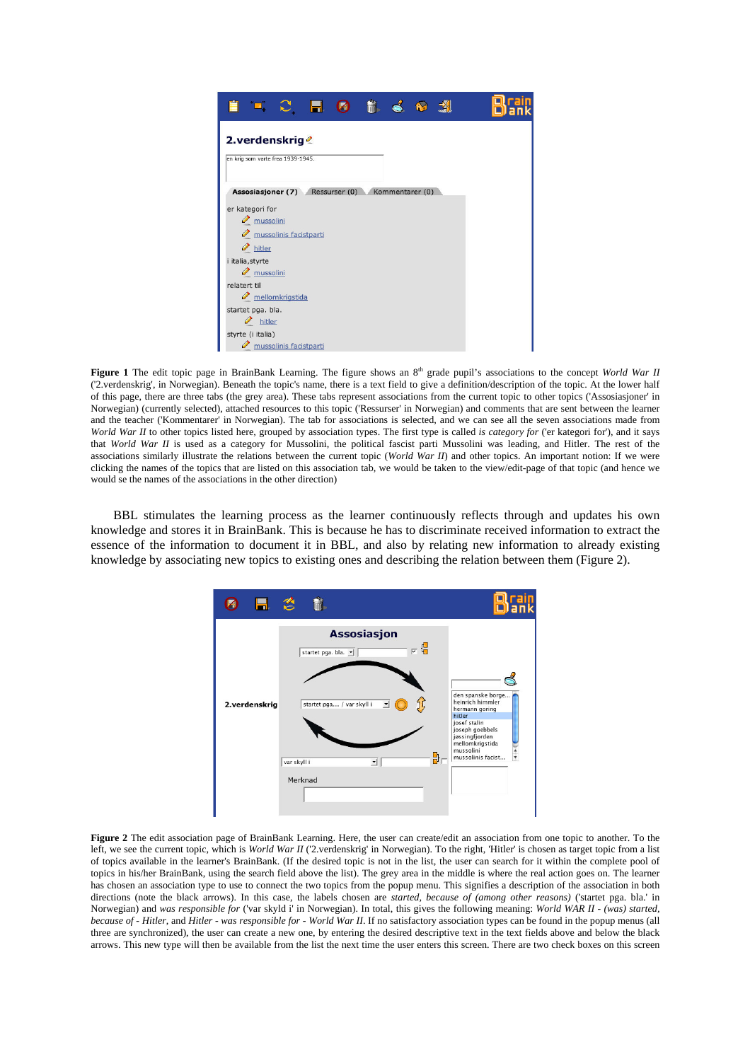**Figure 1** The edit topic page in BrainBank Learning. The figure shows an 8[th] grade pupil's associations to the concept *World War II* ('2.verdenskrig', in Norwegian). Beneath the topic's name, there is a text field to give a definition/description of the topic. At the lower half of this page, there are three tabs (the grey area). These tabs represent associations from the current topic to other topics ('Assosiasjoner' in Norwegian) (currently selected), attached resources to this topic ('Ressurser' in Norwegian) and comments that are sent between the learner and the teacher ('Kommentarer' in Norwegian). The tab for associations is selected, and we can see all the seven associations made from *World War II* to other topics listed here, grouped by association types. The first type is called *is category for* ('er kategori for'), and it says that *World War II* is used as a category for Mussolini, the political fascist parti Mussolini was leading, and Hitler. The rest of the associations similarly illustrate the relations between the current topic (*World War II*) and other topics. An important notion: If we were clicking the names of the topics that are listed on this association tab, we would be taken to the view/edit-page of that topic (and hence we would se the names of the associations in the other direction)

BBL stimulates the learning process as the learner continuously reflects through and updates his own knowledge and stores it in BrainBank. This is because he has to discriminate received information to extract the essence of the information to document it in BBL, and also by relating new information to already existing knowledge by associating new topics to existing ones and describing the relation between them (Figure 2).

**Figure 2** The edit association page of BrainBank Learning. Here, the user can create/edit an association from one topic to another. To the left, we see the current topic, which is *World War II* ('2.verdenskrig' in Norwegian). To the right, 'Hitler' is chosen as target topic from a list of topics available in the learner's BrainBank. (If the desired topic is not in the list, the user can search for it within the complete pool of topics in his/her BrainBank, using the search field above the list). The grey area in the middle is where the real action goes on. The learner has chosen an association type to use to connect the two topics from the popup menu. This signifies a description of the association in both directions (note the black arrows). In this case, the labels chosen are *started, because of (among other reasons)* ('startet pga. bla.' in Norwegian) and *was responsible for* ('var skyld i' in Norwegian). In total, this gives the following meaning: *World WAR II - (was) started, because of - Hitler*, and *Hitler - was responsible for - World War II*. If no satisfactory association types can be found in the popup menus (all three are synchronized), the user can create a new one, by entering the desired descriptive text in the text fields above and below the black arrows. This new type will then be available from the list the next time the user enters this screen. There are two check boxes on this screen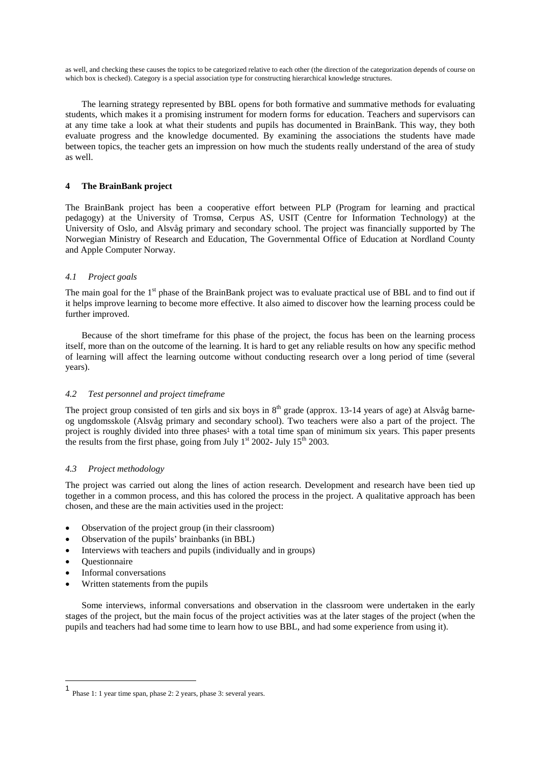as well, and checking these causes the topics to be categorized relative to each other (the direction of the categorization depends of course on which box is checked). Category is a special association type for constructing hierarchical knowledge structures.

The learning strategy represented by BBL opens for both formative and summative methods for evaluating students, which makes it a promising instrument for modern forms for education. Teachers and supervisors can at any time take a look at what their students and pupils has documented in BrainBank. This way, they both evaluate progress and the knowledge documented. By examining the associations the students have made between topics, the teacher gets an impression on how much the students really understand of the area of study as well.

## 4 The BrainBank project

The BrainBank project has been a cooperative effort between PLP (Program for learning and practical pedagogy) at the University of Tromsø, Cerpus AS, USIT (Centre for Information Technology) at the University of Oslo, and Alsvåg primary and secondary school. The project was financially supported by The Norwegian Ministry of Research and Education, The Governmental Office of Education at Nordland County and Apple Computer Norway.

### *4.1 Project goals*

The main goal for the 1st phase of the BrainBank project was to evaluate practical use of BBL and to find out if it helps improve learning to become more effective. It also aimed to discover how the learning process could be further improved.

Because of the short timeframe for this phase of the project, the focus has been on the learning process itself, more than on the outcome of the learning. It is hard to get any reliable results on how any specific method of learning will affect the learning outcome without conducting research over a long period of time (several years).

### *4.2 Test personnel and project timeframe*

The project group consisted of ten girls and six boys in 8th grade (approx. 13-14 years of age) at Alsvåg barne- og ungdomsskole (Alsvåg primary and secondary school). Two teachers were also a part of the project. The project is roughly divided into three phases[1] with a total time span of minimum six years. This paper presents the results from the first phase, going from July 1st 2002- July 15th 2003.

### *4.3 Project methodology*

The project was carried out along the lines of action research. Development and research have been tied up together in a common process, and this has colored the process in the project. A qualitative approach has been chosen, and these are the main activities used in the project:

- Observation of the project group (in their classroom)
- Observation of the pupils' brainbanks (in BBL)
- Interviews with teachers and pupils (individually and in groups)
- Questionnaire
- Informal conversations
- Written statements from the pupils

Some interviews, informal conversations and observation in the classroom were undertaken in the early stages of the project, but the main focus of the project activities was at the later stages of the project (when the pupils and teachers had had some time to learn how to use BBL, and had some experience from using it).

[1] Phase 1: 1 year time span, phase 2: 2 years, phase 3: several years.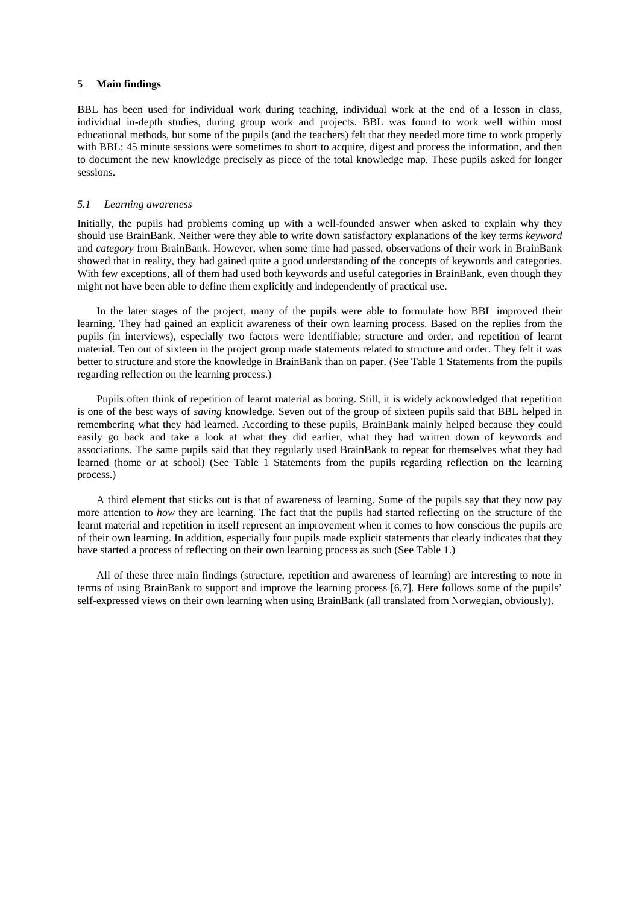## 5 Main findings

BBL has been used for individual work during teaching, individual work at the end of a lesson in class, individual in-depth studies, during group work and projects. BBL was found to work well within most educational methods, but some of the pupils (and the teachers) felt that they needed more time to work properly with BBL: 45 minute sessions were sometimes to short to acquire, digest and process the information, and then to document the new knowledge precisely as piece of the total knowledge map. These pupils asked for longer sessions.

### *5.1 Learning awareness*

Initially, the pupils had problems coming up with a well-founded answer when asked to explain why they should use BrainBank. Neither were they able to write down satisfactory explanations of the key terms *keyword* and *category* from BrainBank. However, when some time had passed, observations of their work in BrainBank showed that in reality, they had gained quite a good understanding of the concepts of keywords and categories. With few exceptions, all of them had used both keywords and useful categories in BrainBank, even though they might not have been able to define them explicitly and independently of practical use.

In the later stages of the project, many of the pupils were able to formulate how BBL improved their learning. They had gained an explicit awareness of their own learning process. Based on the replies from the pupils (in interviews), especially two factors were identifiable; structure and order, and repetition of learnt material. Ten out of sixteen in the project group made statements related to structure and order. They felt it was better to structure and store the knowledge in BrainBank than on paper. (See Table 1 Statements from the pupils regarding reflection on the learning process.)

Pupils often think of repetition of learnt material as boring. Still, it is widely acknowledged that repetition is one of the best ways of *saving* knowledge. Seven out of the group of sixteen pupils said that BBL helped in remembering what they had learned. According to these pupils, BrainBank mainly helped because they could easily go back and take a look at what they did earlier, what they had written down of keywords and associations. The same pupils said that they regularly used BrainBank to repeat for themselves what they had learned (home or at school) (See Table 1 Statements from the pupils regarding reflection on the learning process.)

A third element that sticks out is that of awareness of learning. Some of the pupils say that they now pay more attention to *how* they are learning. The fact that the pupils had started reflecting on the structure of the learnt material and repetition in itself represent an improvement when it comes to how conscious the pupils are of their own learning. In addition, especially four pupils made explicit statements that clearly indicates that they have started a process of reflecting on their own learning process as such (See Table 1.)

All of these three main findings (structure, repetition and awareness of learning) are interesting to note in terms of using BrainBank to support and improve the learning process [6,7]. Here follows some of the pupils' self-expressed views on their own learning when using BrainBank (all translated from Norwegian, obviously).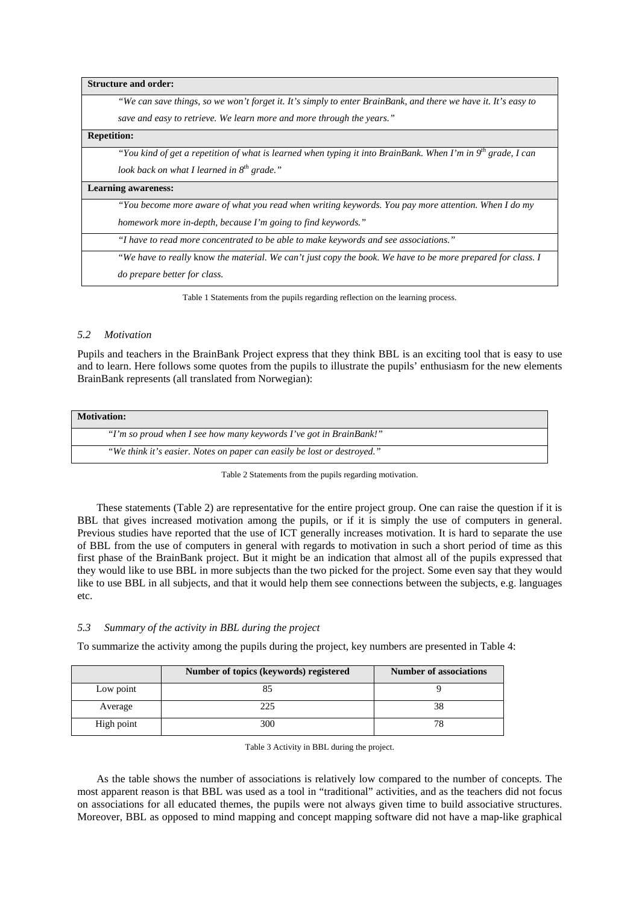| **Structure and order:** |
|---|
| *"We can save things, so we won't forget it. It's simply to enter BrainBank, and there we have it. It's easy to save and easy to retrieve. We learn more and more through the years."* |
| **Repetition:** |
| *"You kind of get a repetition of what is learned when typing it into BrainBank. When I'm in 9th grade, I can look back on what I learned in 8th grade."* |
| **Learning awareness:** |
| *"You become more aware of what you read when writing keywords. You pay more attention. When I do my homework more in-depth, because I'm going to find keywords."* |
| *"I have to read more concentrated to be able to make keywords and see associations."* |
| *"We have to really* know *the material. We can't just copy the book. We have to be more prepared for class. I do prepare better for class.* |

Table 1 Statements from the pupils regarding reflection on the learning process.

### *5.2 Motivation*

Pupils and teachers in the BrainBank Project express that they think BBL is an exciting tool that is easy to use and to learn. Here follows some quotes from the pupils to illustrate the pupils' enthusiasm for the new elements BrainBank represents (all translated from Norwegian):

| **Motivation:** |
|---|
| *"I'm so proud when I see how many keywords I've got in BrainBank!"* |
| *"We think it's easier. Notes on paper can easily be lost or destroyed."* |

Table 2 Statements from the pupils regarding motivation.

These statements (Table 2) are representative for the entire project group. One can raise the question if it is BBL that gives increased motivation among the pupils, or if it is simply the use of computers in general. Previous studies have reported that the use of ICT generally increases motivation. It is hard to separate the use of BBL from the use of computers in general with regards to motivation in such a short period of time as this first phase of the BrainBank project. But it might be an indication that almost all of the pupils expressed that they would like to use BBL in more subjects than the two picked for the project. Some even say that they would like to use BBL in all subjects, and that it would help them see connections between the subjects, e.g. languages etc.

### *5.3 Summary of the activity in BBL during the project*

To summarize the activity among the pupils during the project, key numbers are presented in Table 4:

| | **Number of topics (keywords) registered** | **Number of associations** |
|---|---|---|
| Low point | 85 | 9 |
| Average | 225 | 38 |
| High point | 300 | 78 |

Table 3 Activity in BBL during the project.

As the table shows the number of associations is relatively low compared to the number of concepts. The most apparent reason is that BBL was used as a tool in "traditional" activities, and as the teachers did not focus on associations for all educated themes, the pupils were not always given time to build associative structures. Moreover, BBL as opposed to mind mapping and concept mapping software did not have a map-like graphical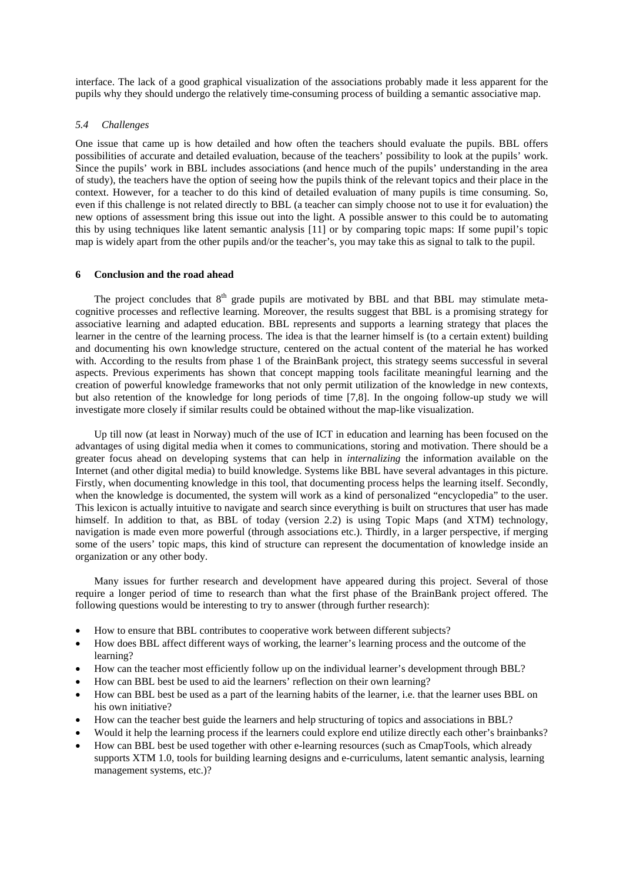interface. The lack of a good graphical visualization of the associations probably made it less apparent for the pupils why they should undergo the relatively time-consuming process of building a semantic associative map.

### *5.4 Challenges*

One issue that came up is how detailed and how often the teachers should evaluate the pupils. BBL offers possibilities of accurate and detailed evaluation, because of the teachers' possibility to look at the pupils' work. Since the pupils' work in BBL includes associations (and hence much of the pupils' understanding in the area of study), the teachers have the option of seeing how the pupils think of the relevant topics and their place in the context. However, for a teacher to do this kind of detailed evaluation of many pupils is time consuming. So, even if this challenge is not related directly to BBL (a teacher can simply choose not to use it for evaluation) the new options of assessment bring this issue out into the light. A possible answer to this could be to automating this by using techniques like latent semantic analysis [11] or by comparing topic maps: If some pupil's topic map is widely apart from the other pupils and/or the teacher's, you may take this as signal to talk to the pupil.

## 6 Conclusion and the road ahead

The project concludes that 8th grade pupils are motivated by BBL and that BBL may stimulate meta-cognitive processes and reflective learning. Moreover, the results suggest that BBL is a promising strategy for associative learning and adapted education. BBL represents and supports a learning strategy that places the learner in the centre of the learning process. The idea is that the learner himself is (to a certain extent) building and documenting his own knowledge structure, centered on the actual content of the material he has worked with. According to the results from phase 1 of the BrainBank project, this strategy seems successful in several aspects. Previous experiments has shown that concept mapping tools facilitate meaningful learning and the creation of powerful knowledge frameworks that not only permit utilization of the knowledge in new contexts, but also retention of the knowledge for long periods of time [7,8]. In the ongoing follow-up study we will investigate more closely if similar results could be obtained without the map-like visualization.

Up till now (at least in Norway) much of the use of ICT in education and learning has been focused on the advantages of using digital media when it comes to communications, storing and motivation. There should be a greater focus ahead on developing systems that can help in *internalizing* the information available on the Internet (and other digital media) to build knowledge. Systems like BBL have several advantages in this picture. Firstly, when documenting knowledge in this tool, that documenting process helps the learning itself. Secondly, when the knowledge is documented, the system will work as a kind of personalized "encyclopedia" to the user. This lexicon is actually intuitive to navigate and search since everything is built on structures that user has made himself. In addition to that, as BBL of today (version 2.2) is using Topic Maps (and XTM) technology, navigation is made even more powerful (through associations etc.). Thirdly, in a larger perspective, if merging some of the users' topic maps, this kind of structure can represent the documentation of knowledge inside an organization or any other body.

Many issues for further research and development have appeared during this project. Several of those require a longer period of time to research than what the first phase of the BrainBank project offered. The following questions would be interesting to try to answer (through further research):

- How to ensure that BBL contributes to cooperative work between different subjects?
- How does BBL affect different ways of working, the learner's learning process and the outcome of the learning?
- How can the teacher most efficiently follow up on the individual learner's development through BBL?
- How can BBL best be used to aid the learners' reflection on their own learning?
- How can BBL best be used as a part of the learning habits of the learner, i.e. that the learner uses BBL on his own initiative?
- How can the teacher best guide the learners and help structuring of topics and associations in BBL?
- Would it help the learning process if the learners could explore end utilize directly each other's brainbanks?
- How can BBL best be used together with other e-learning resources (such as CmapTools, which already supports XTM 1.0, tools for building learning designs and e-curriculums, latent semantic analysis, learning management systems, etc.)?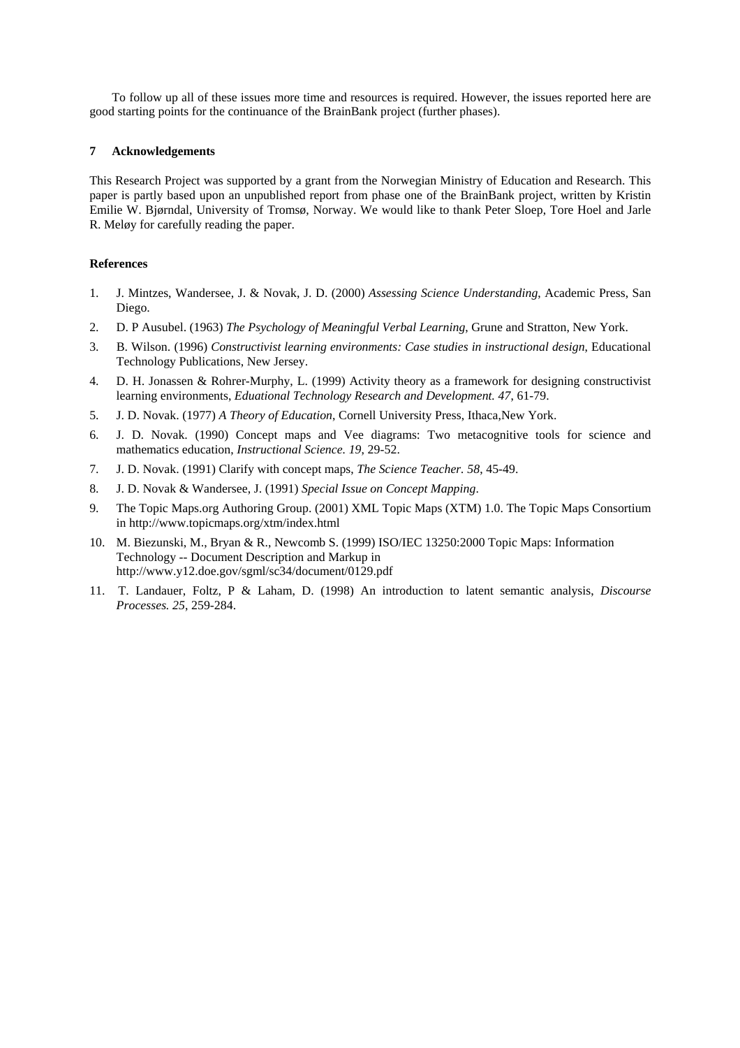To follow up all of these issues more time and resources is required. However, the issues reported here are good starting points for the continuance of the BrainBank project (further phases).

## 7 Acknowledgements

This Research Project was supported by a grant from the Norwegian Ministry of Education and Research. This paper is partly based upon an unpublished report from phase one of the BrainBank project, written by Kristin Emilie W. Bjørndal, University of Tromsø, Norway. We would like to thank Peter Sloep, Tore Hoel and Jarle R. Meløy for carefully reading the paper.

## References

1. J. Mintzes, Wandersee, J. & Novak, J. D. (2000) *Assessing Science Understanding*, Academic Press, San Diego.
2. D. P Ausubel. (1963) *The Psychology of Meaningful Verbal Learning*, Grune and Stratton, New York.
3. B. Wilson. (1996) *Constructivist learning environments: Case studies in instructional design*, Educational Technology Publications, New Jersey.
4. D. H. Jonassen & Rohrer-Murphy, L. (1999) Activity theory as a framework for designing constructivist learning environments, *Eduational Technology Research and Development. 47*, 61-79.
5. J. D. Novak. (1977) *A Theory of Education*, Cornell University Press, Ithaca,New York.
6. J. D. Novak. (1990) Concept maps and Vee diagrams: Two metacognitive tools for science and mathematics education, *Instructional Science. 19*, 29-52.
7. J. D. Novak. (1991) Clarify with concept maps, *The Science Teacher. 58*, 45-49.
8. J. D. Novak & Wandersee, J. (1991) *Special Issue on Concept Mapping*.
9. The Topic Maps.org Authoring Group. (2001) XML Topic Maps (XTM) 1.0. The Topic Maps Consortium in http://www.topicmaps.org/xtm/index.html
10. M. Biezunski, M., Bryan & R., Newcomb S. (1999) ISO/IEC 13250:2000 Topic Maps: Information Technology -- Document Description and Markup in http://www.y12.doe.gov/sgml/sc34/document/0129.pdf
11. T. Landauer, Foltz, P & Laham, D. (1998) An introduction to latent semantic analysis, *Discourse Processes. 25*, 259-284.